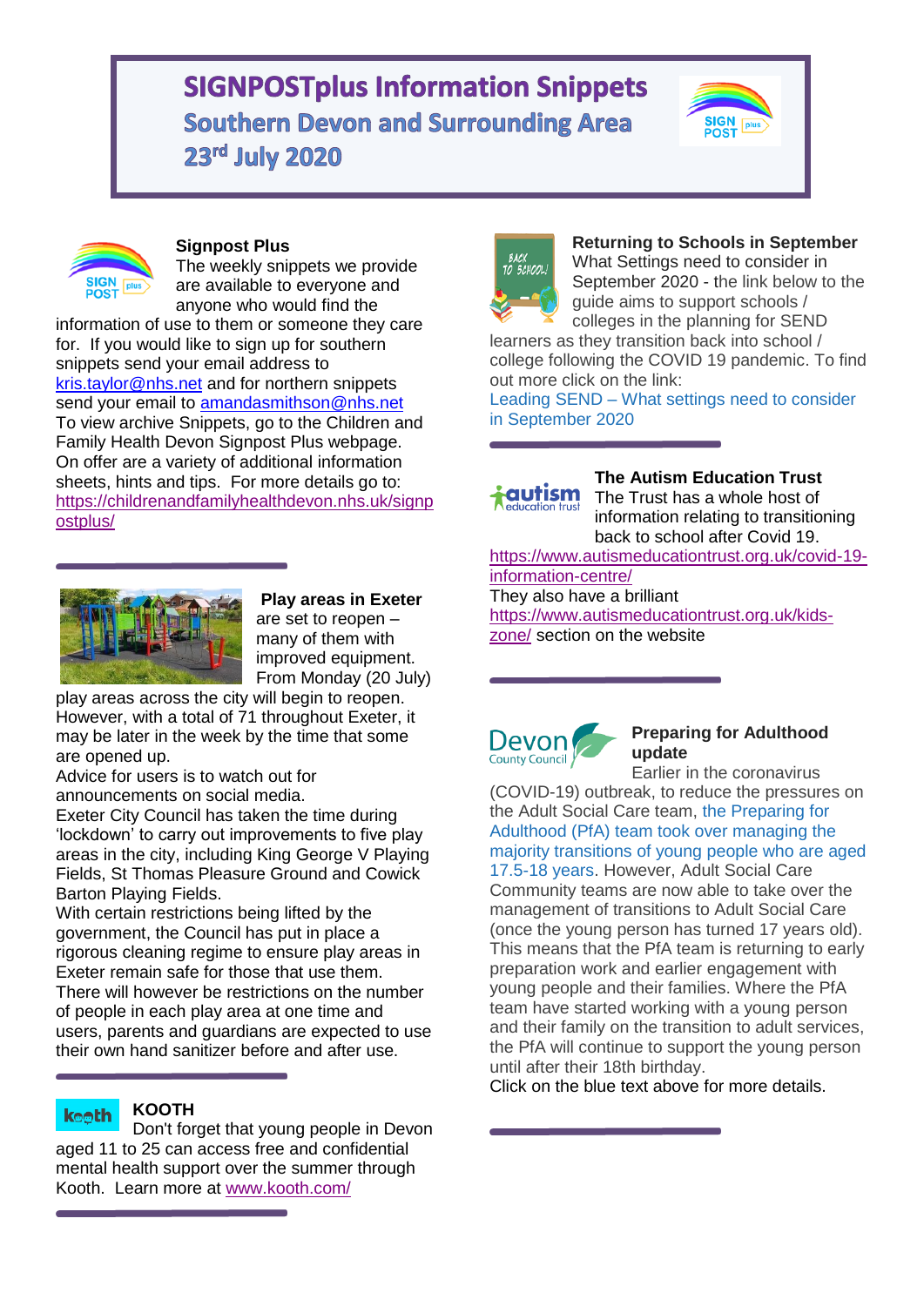# SIGNPOSTplus Information Snippets

## Southern Devon and Surrounding Area

## 23rd July 2020

**Signpost Plus**

The weekly snippets we provide are available to everyone and anyone who would find the information of use to them or someone they care for. If you would like to sign up for southern snippets send your email address to kris.taylor@nhs.net and for northern snippets send your email to amandasmithson@nhs.net

To view archive Snippets, go to the Children and Family Health Devon Signpost Plus webpage. On offer are a variety of additional information sheets, hints and tips. For more details go to: https://childrenandfamilyhealthdevon.nhs.uk/signpostplus/

**Play areas in Exeter**

are set to reopen – many of them with improved equipment. From Monday (20 July) play areas across the city will begin to reopen. However, with a total of 71 throughout Exeter, it may be later in the week by the time that some are opened up.

Advice for users is to watch out for announcements on social media.

Exeter City Council has taken the time during 'lockdown' to carry out improvements to five play areas in the city, including King George V Playing Fields, St Thomas Pleasure Ground and Cowick Barton Playing Fields.

With certain restrictions being lifted by the government, the Council has put in place a rigorous cleaning regime to ensure play areas in Exeter remain safe for those that use them.

There will however be restrictions on the number of people in each play area at one time and users, parents and guardians are expected to use their own hand sanitizer before and after use.

**KOOTH**

Don't forget that young people in Devon aged 11 to 25 can access free and confidential mental health support over the summer through Kooth. Learn more at www.kooth.com/

**Returning to Schools in September**

What Settings need to consider in September 2020 - the link below to the guide aims to support schools / colleges in the planning for SEND learners as they transition back into school / college following the COVID 19 pandemic. To find out more click on the link:

Leading SEND – What settings need to consider in September 2020

**The Autism Education Trust**

The Trust has a whole host of information relating to transitioning back to school after Covid 19.

https://www.autismeducationtrust.org.uk/covid-19-information-centre/

They also have a brilliant https://www.autismeducationtrust.org.uk/kids-zone/ section on the website

**Preparing for Adulthood update**

Earlier in the coronavirus (COVID-19) outbreak, to reduce the pressures on the Adult Social Care team, the Preparing for Adulthood (PfA) team took over managing the majority transitions of young people who are aged 17.5-18 years. However, Adult Social Care Community teams are now able to take over the management of transitions to Adult Social Care (once the young person has turned 17 years old). This means that the PfA team is returning to early preparation work and earlier engagement with young people and their families. Where the PfA team have started working with a young person and their family on the transition to adult services, the PfA will continue to support the young person until after their 18th birthday.

Click on the blue text above for more details.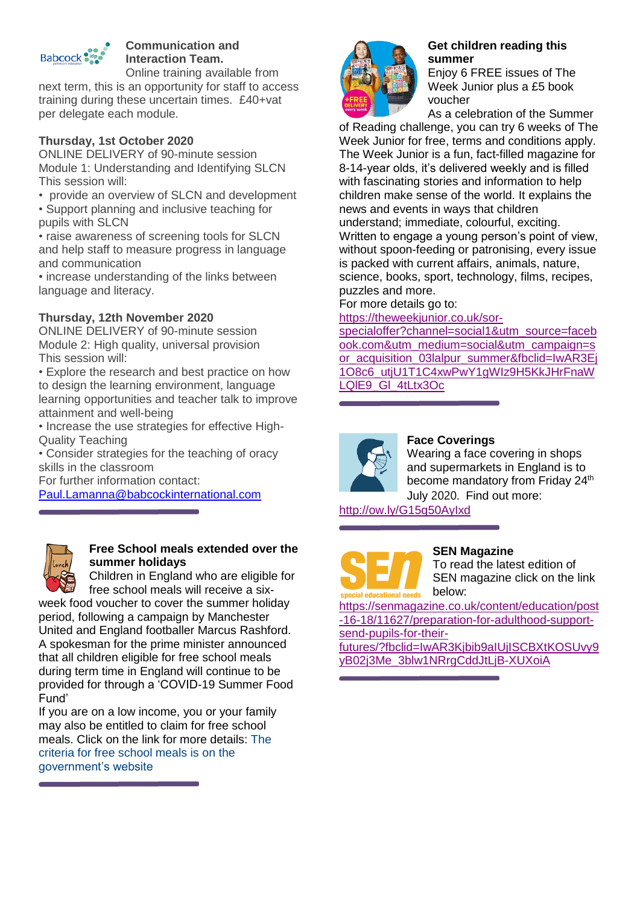## Communication and Interaction Team.

Online training available from next term, this is an opportunity for staff to access training during these uncertain times. £40+vat per delegate each module.

**Thursday, 1st October 2020**

ONLINE DELIVERY of 90-minute session

Module 1: Understanding and Identifying SLCN

This session will:

- provide an overview of SLCN and development
- Support planning and inclusive teaching for pupils with SLCN
- raise awareness of screening tools for SLCN and help staff to measure progress in language and communication
- increase understanding of the links between language and literacy.

**Thursday, 12th November 2020**

ONLINE DELIVERY of 90-minute session

Module 2: High quality, universal provision

This session will:

- Explore the research and best practice on how to design the learning environment, language learning opportunities and teacher talk to improve attainment and well-being
- Increase the use strategies for effective High-Quality Teaching
- Consider strategies for the teaching of oracy skills in the classroom

For further information contact:

Paul.Lamanna@babcockinternational.com

## Free School meals extended over the summer holidays

Children in England who are eligible for free school meals will receive a six-week food voucher to cover the summer holiday period, following a campaign by Manchester United and England footballer Marcus Rashford.

A spokesman for the prime minister announced that all children eligible for free school meals during term time in England will continue to be provided for through a 'COVID-19 Summer Food Fund'

If you are on a low income, you or your family may also be entitled to claim for free school meals. Click on the link for more details: The criteria for free school meals is on the government's website

## Get children reading this summer

Enjoy 6 FREE issues of The Week Junior plus a £5 book voucher

As a celebration of the Summer of Reading challenge, you can try 6 weeks of The Week Junior for free, terms and conditions apply. The Week Junior is a fun, fact-filled magazine for 8-14-year olds, it's delivered weekly and is filled with fascinating stories and information to help children make sense of the world. It explains the news and events in ways that children understand; immediate, colourful, exciting. Written to engage a young person's point of view, without spoon-feeding or patronising, every issue is packed with current affairs, animals, nature, science, books, sport, technology, films, recipes, puzzles and more.

For more details go to:

https://theweekjunior.co.uk/sor-specialoffer?channel=social1&utm_source=facebook.com&utm_medium=social&utm_campaign=sor_acquisition_03lalpur_summer&fbclid=IwAR3Ej1O8c6_utjU1T1C4xwPwY1gWIz9H5KkJHrFnaWLQIE9_GI_4tLtx3Oc

## Face Coverings

Wearing a face covering in shops and supermarkets in England is to become mandatory from Friday 24th July 2020. Find out more:

http://ow.ly/G15q50AyIxd

## SEN Magazine

To read the latest edition of SEN magazine click on the link below:

https://senmagazine.co.uk/content/education/post-16-18/11627/preparation-for-adulthood-support-send-pupils-for-their-futures/?fbclid=IwAR3Kjbib9aIUjISCBXtKOSUvy9yB02j3Me_3blw1NRrgCddJtLjB-XUXoiA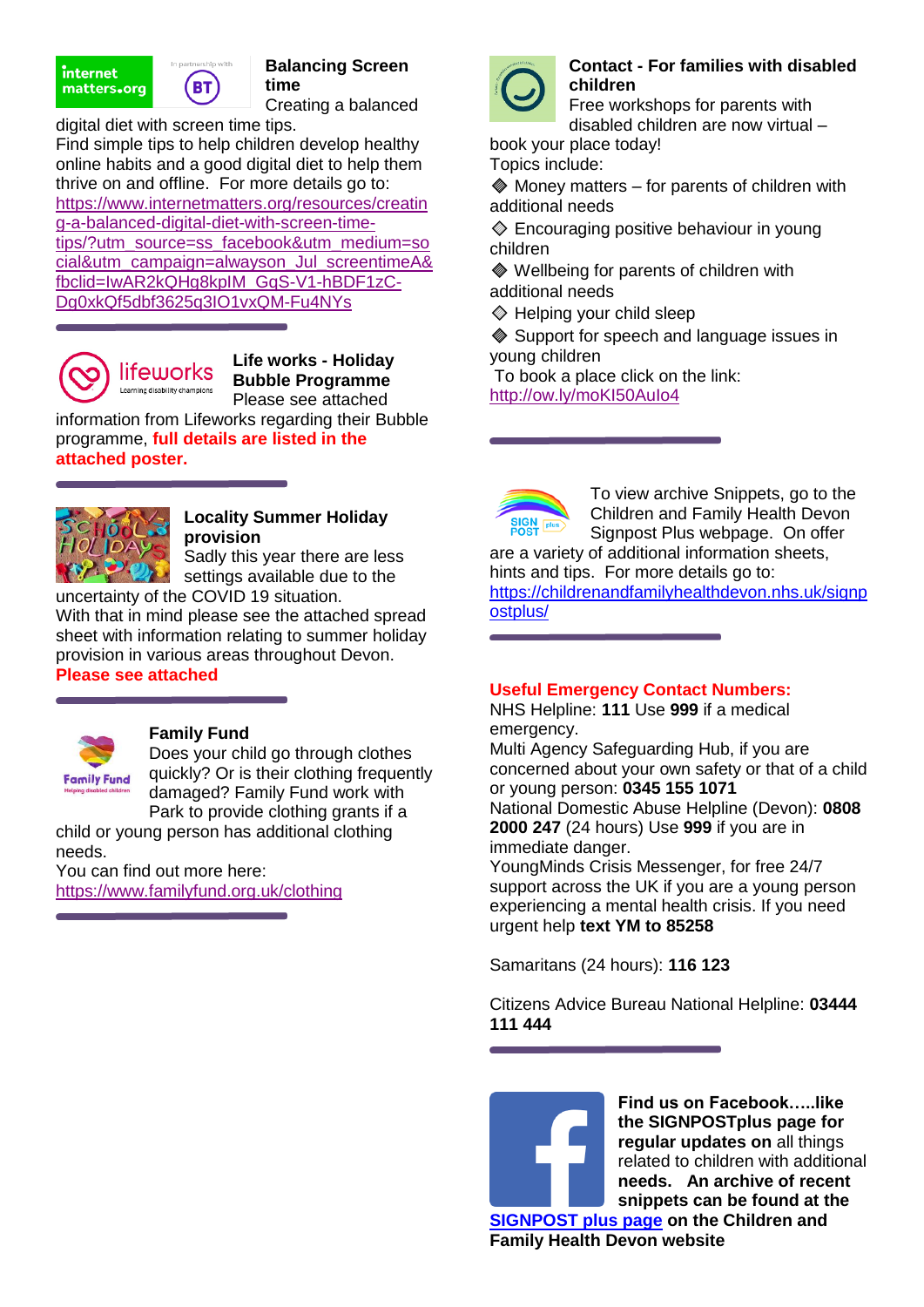### Balancing Screen time

Creating a balanced digital diet with screen time tips.
Find simple tips to help children develop healthy online habits and a good digital diet to help them thrive on and offline. For more details go to: https://www.internetmatters.org/resources/creating-a-balanced-digital-diet-with-screen-time-tips/?utm_source=ss_facebook&utm_medium=social&utm_campaign=alwayson_Jul_screentimeA&fbclid=IwAR2kQHg8kpIM_GqS-V1-hBDF1zC-Dg0xkQf5dbf3625q3IO1vxQM-Fu4NYs

### Life works - Holiday Bubble Programme

Please see attached information from Lifeworks regarding their Bubble programme, **full details are listed in the attached poster.**

### Locality Summer Holiday provision

Sadly this year there are less settings available due to the uncertainty of the COVID 19 situation.
With that in mind please see the attached spread sheet with information relating to summer holiday provision in various areas throughout Devon.
**Please see attached**

### Family Fund

Does your child go through clothes quickly? Or is their clothing frequently damaged? Family Fund work with Park to provide clothing grants if a child or young person has additional clothing needs.
You can find out more here:
https://www.familyfund.org.uk/clothing

### Contact - For families with disabled children

Free workshops for parents with disabled children are now virtual – book your place today!
Topics include:

- Money matters – for parents of children with additional needs
- Encouraging positive behaviour in young children
- Wellbeing for parents of children with additional needs
- Helping your child sleep
- Support for speech and language issues in young children

To book a place click on the link:
http://ow.ly/moKI50AuIo4

To view archive Snippets, go to the Children and Family Health Devon Signpost Plus webpage. On offer are a variety of additional information sheets, hints and tips. For more details go to:
https://childrenandfamilyhealthdevon.nhs.uk/signpostplus/

### Useful Emergency Contact Numbers:

NHS Helpline: **111** Use **999** if a medical emergency.
Multi Agency Safeguarding Hub, if you are concerned about your own safety or that of a child or young person: **0345 155 1071**
National Domestic Abuse Helpline (Devon): **0808 2000 247** (24 hours) Use **999** if you are in immediate danger.
YoungMinds Crisis Messenger, for free 24/7 support across the UK if you are a young person experiencing a mental health crisis. If you need urgent help **text YM to 85258**

Samaritans (24 hours): **116 123**

Citizens Advice Bureau National Helpline: **03444 111 444**

**Find us on Facebook…..like the SIGNPOSTplus page for regular updates on** all things related to children with additional **needs. An archive of recent snippets can be found at the SIGNPOST plus page on the Children and Family Health Devon website**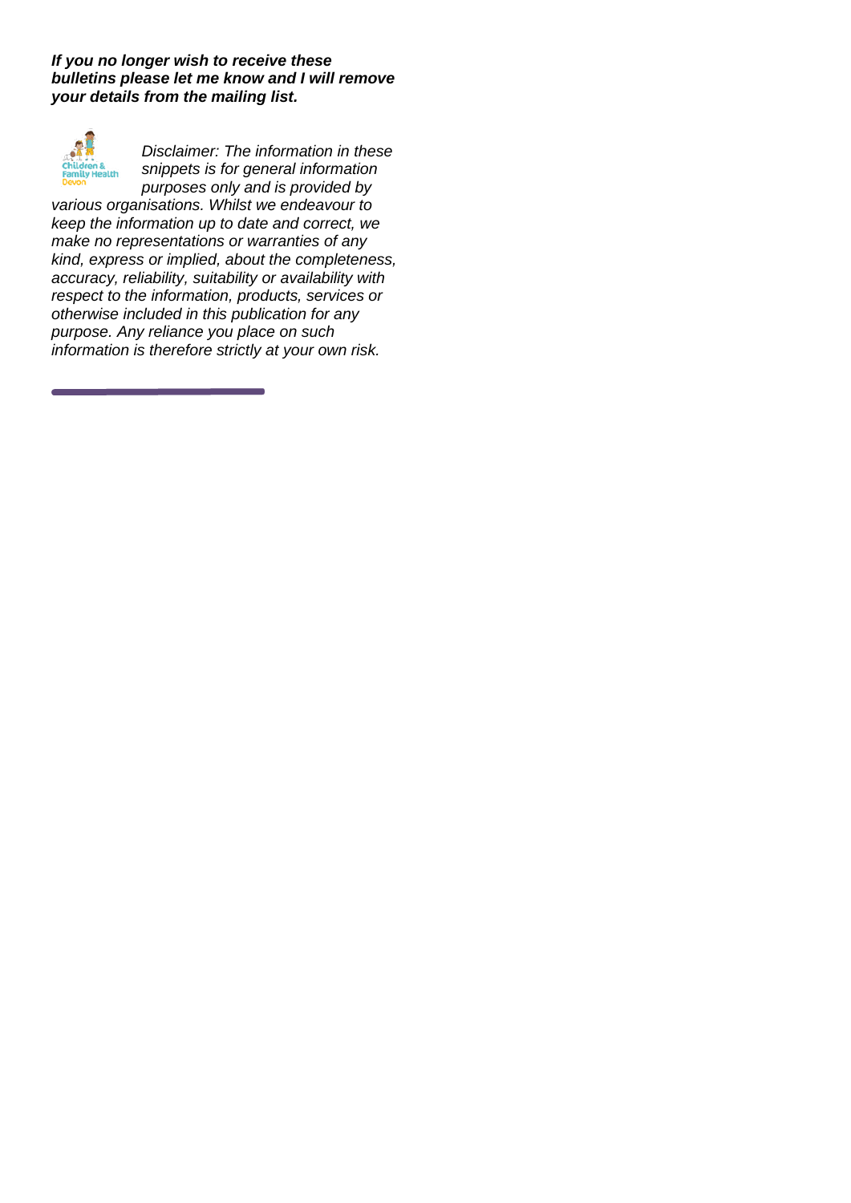***If you no longer wish to receive these bulletins please let me know and I will remove your details from the mailing list.***

*Disclaimer: The information in these snippets is for general information purposes only and is provided by various organisations. Whilst we endeavour to keep the information up to date and correct, we make no representations or warranties of any kind, express or implied, about the completeness, accuracy, reliability, suitability or availability with respect to the information, products, services or otherwise included in this publication for any purpose. Any reliance you place on such information is therefore strictly at your own risk.*